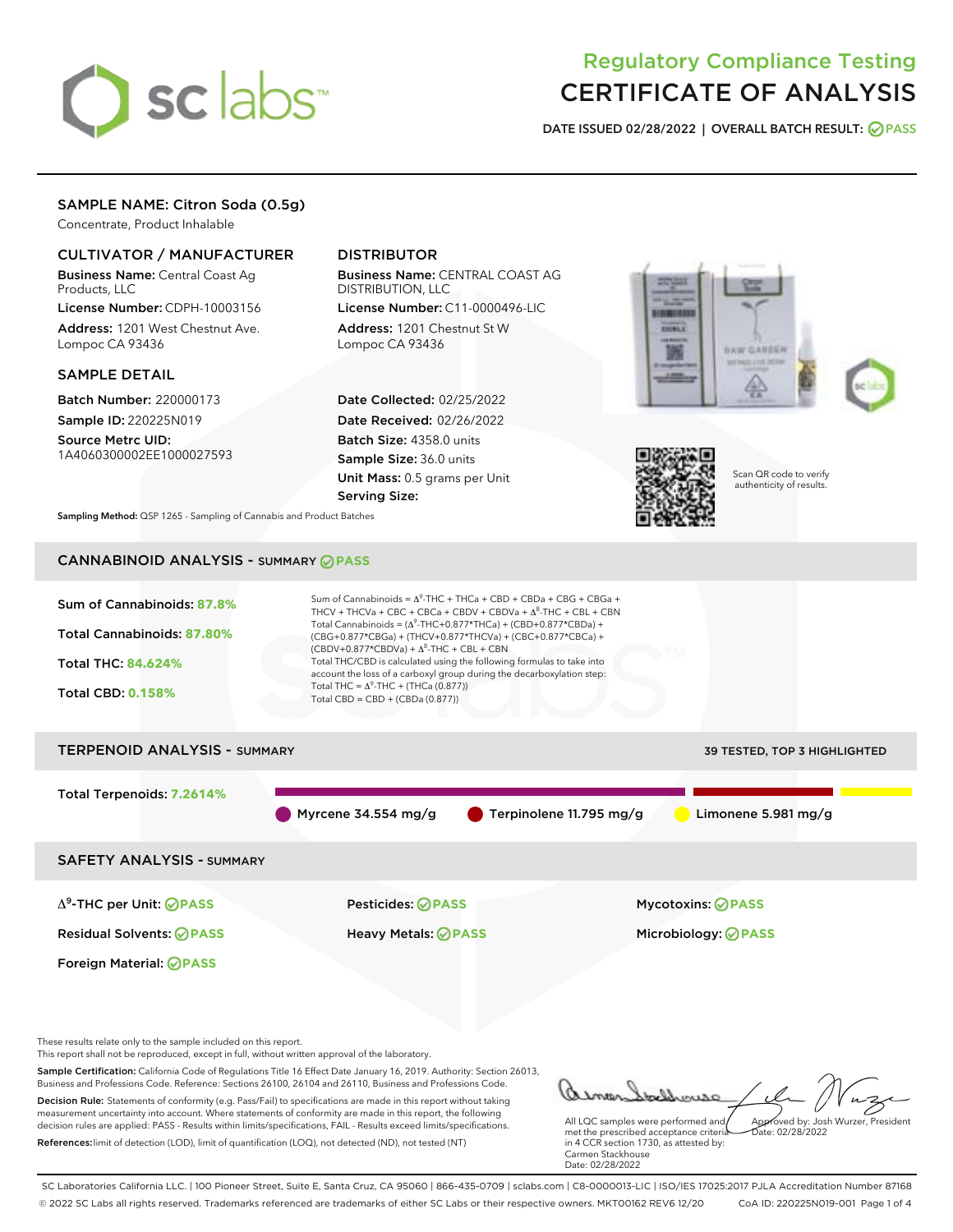# Regulatory Compliance Testing
# CERTIFICATE OF ANALYSIS

**DATE ISSUED** 02/28/2022 | **OVERALL BATCH RESULT:** PASS

## SAMPLE NAME: Citron Soda (0.5g)

Concentrate, Product Inhalable

### CULTIVATOR / MANUFACTURER

**Business Name:** Central Coast Ag Products, LLC

**License Number:** CDPH-10003156

**Address:** 1201 West Chestnut Ave. Lompoc CA 93436

### DISTRIBUTOR

**Business Name:** CENTRAL COAST AG DISTRIBUTION, LLC

**License Number:** C11-0000496-LIC

**Address:** 1201 Chestnut St W Lompoc CA 93436

### SAMPLE DETAIL

**Batch Number:** 220000173

**Sample ID:** 220225N019

**Source Metrc UID:** 1A4060300002EE1000027593

**Date Collected:** 02/25/2022

**Date Received:** 02/26/2022

**Batch Size:** 4358.0 units

**Sample Size:** 36.0 units

**Unit Mass:** 0.5 grams per Unit

**Serving Size:**

Scan QR code to verify authenticity of results.

**Sampling Method:** QSP 1265 - Sampling of Cannabis and Product Batches

## CANNABINOID ANALYSIS - SUMMARY PASS

**Sum of Cannabinoids:** 87.8%

**Total Cannabinoids:** 87.80%

**Total THC:** 84.624%

**Total CBD:** 0.158%

Sum of Cannabinoids = $\Delta^9$-THC + THCa + CBD + CBDa + CBG + CBGa + THCV + THCVa + CBC + CBCa + CBDV + CBDVa + $\Delta^8$-THC + CBL + CBN

Total Cannabinoids = ($\Delta^9$-THC+0.877*THCa) + (CBD+0.877*CBDa) + (CBG+0.877*CBGa) + (THCV+0.877*THCVa) + (CBC+0.877*CBCa) + (CBDV+0.877*CBDVa) + $\Delta^8$-THC + CBL + CBN

Total THC/CBD is calculated using the following formulas to take into account the loss of a carboxyl group during the decarboxylation step:

Total THC = $\Delta^9$-THC + (THCa (0.877))

Total CBD = CBD + (CBDa (0.877))

## TERPENOID ANALYSIS - SUMMARY

39 TESTED, TOP 3 HIGHLIGHTED

**Total Terpenoids:** 7.2614%

Myrcene 34.554 mg/g | Terpinolene 11.795 mg/g | Limonene 5.981 mg/g

## SAFETY ANALYSIS - SUMMARY

| | | |
|---|---|---|
| $\Delta^9$-THC per Unit: PASS | Pesticides: PASS | Mycotoxins: PASS |
| Residual Solvents: PASS | Heavy Metals: PASS | Microbiology: PASS |
| Foreign Material: PASS | | |

These results relate only to the sample included on this report.
This report shall not be reproduced, except in full, without written approval of the laboratory.

**Sample Certification:** California Code of Regulations Title 16 Effect Date January 16, 2019. Authority: Section 26013, Business and Professions Code. Reference: Sections 26100, 26104 and 26110, Business and Professions Code.

**Decision Rule:** Statements of conformity (e.g. Pass/Fail) to specifications are made in this report without taking measurement uncertainty into account. Where statements of conformity are made in this report, the following decision rules are applied: PASS - Results within limits/specifications, FAIL - Results exceed limits/specifications.

**References:** limit of detection (LOD), limit of quantification (LOQ), not detected (ND), not tested (NT)

All LQC samples were performed and met the prescribed acceptance criteria in 4 CCR section 1730, as attested by: Carmen Stackhouse
Date: 02/28/2022

Approved by: Josh Wurzer, President
Date: 02/28/2022

SC Laboratories California LLC. | 100 Pioneer Street, Suite E, Santa Cruz, CA 95060 | 866-435-0709 | sclabs.com | C8-0000013-LIC | ISO/IES 17025:2017 PJLA Accreditation Number 87168
© 2022 SC Labs all rights reserved. Trademarks referenced are trademarks of either SC Labs or their respective owners. MKT00162 REV6 12/20 CoA ID: 220225N019-001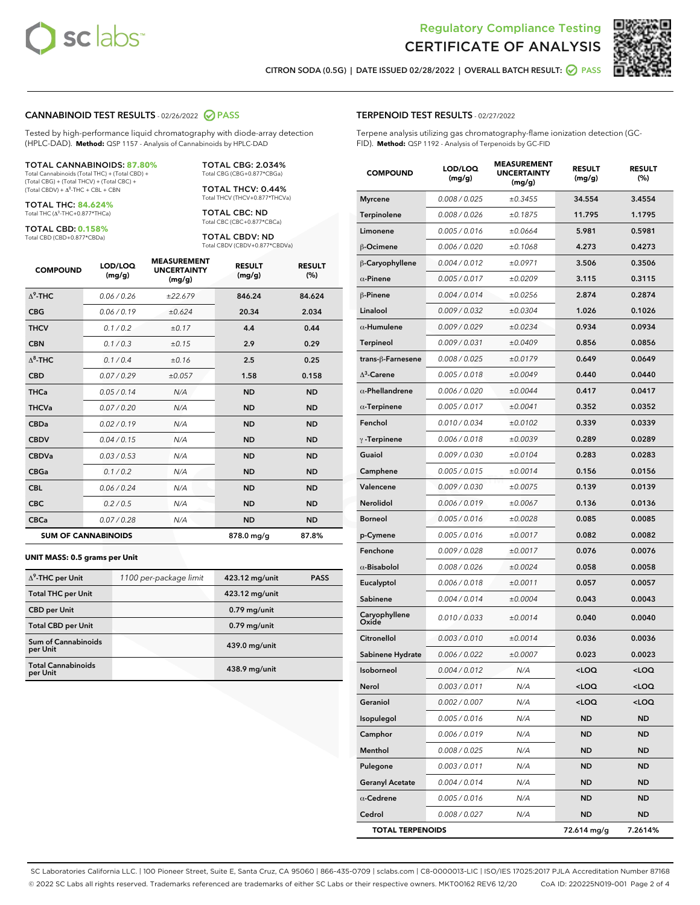Regulatory Compliance Testing

# CERTIFICATE OF ANALYSIS

CITRON SODA (0.5G) | DATE ISSUED 02/28/2022 | OVERALL BATCH RESULT: PASS

## CANNABINOID TEST RESULTS - 02/26/2022 PASS

Tested by high-performance liquid chromatography with diode-array detection (HPLC-DAD). **Method:** QSP 1157 - Analysis of Cannabinoids by HPLC-DAD

**TOTAL CANNABINOIDS: 87.80%**
Total Cannabinoids (Total THC) + (Total CBD) + (Total CBG) + (Total THCV) + (Total CBC) + (Total CBDV) + $\Delta^8$-THC + CBL + CBN

**TOTAL THC: 84.624%**
Total THC ($\Delta^9$-THC+0.877*THCa)

**TOTAL CBD: 0.158%**
Total CBD (CBD+0.877*CBDa)

**TOTAL CBG: 2.034%**
Total CBG (CBG+0.877*CBGa)

**TOTAL THCV: 0.44%**
Total THCV (THCV+0.877*THCVa)

**TOTAL CBC: ND**
Total CBC (CBC+0.877*CBCa)

**TOTAL CBDV: ND**
Total CBDV (CBDV+0.877*CBDVa)

| COMPOUND | LOD/LOQ (mg/g) | MEASUREMENT UNCERTAINTY (mg/g) | RESULT (mg/g) | RESULT (%) |
|---|---|---|---|---|
| $\Delta^9$-THC | 0.06 / 0.26 | ±22.679 | 846.24 | 84.624 |
| CBG | 0.06 / 0.19 | ±0.624 | 20.34 | 2.034 |
| THCV | 0.1 / 0.2 | ±0.17 | 4.4 | 0.44 |
| CBN | 0.1 / 0.3 | ±0.15 | 2.9 | 0.29 |
| $\Delta^8$-THC | 0.1 / 0.4 | ±0.16 | 2.5 | 0.25 |
| CBD | 0.07 / 0.29 | ±0.057 | 1.58 | 0.158 |
| THCa | 0.05 / 0.14 | N/A | ND | ND |
| THCVa | 0.07 / 0.20 | N/A | ND | ND |
| CBDa | 0.02 / 0.19 | N/A | ND | ND |
| CBDV | 0.04 / 0.15 | N/A | ND | ND |
| CBDVa | 0.03 / 0.53 | N/A | ND | ND |
| CBGa | 0.1 / 0.2 | N/A | ND | ND |
| CBL | 0.06 / 0.24 | N/A | ND | ND |
| CBC | 0.2 / 0.5 | N/A | ND | ND |
| CBCa | 0.07 / 0.28 | N/A | ND | ND |
| **SUM OF CANNABINOIDS** | | | 878.0 mg/g | 87.8% |

**UNIT MASS: 0.5 grams per Unit**

| | | | |
|---|---|---|---|
| $\Delta^9$-THC per Unit | 1100 per-package limit | 423.12 mg/unit | PASS |
| Total THC per Unit | | 423.12 mg/unit | |
| CBD per Unit | | 0.79 mg/unit | |
| Total CBD per Unit | | 0.79 mg/unit | |
| Sum of Cannabinoids per Unit | | 439.0 mg/unit | |
| Total Cannabinoids per Unit | | 438.9 mg/unit | |

## TERPENOID TEST RESULTS - 02/27/2022

Terpene analysis utilizing gas chromatography-flame ionization detection (GC-FID). **Method:** QSP 1192 - Analysis of Terpenoids by GC-FID

| COMPOUND | LOD/LOQ (mg/g) | MEASUREMENT UNCERTAINTY (mg/g) | RESULT (mg/g) | RESULT (%) |
|---|---|---|---|---|
| Myrcene | 0.008 / 0.025 | ±0.3455 | 34.554 | 3.4554 |
| Terpinolene | 0.008 / 0.026 | ±0.1875 | 11.795 | 1.1795 |
| Limonene | 0.005 / 0.016 | ±0.0664 | 5.981 | 0.5981 |
| β-Ocimene | 0.006 / 0.020 | ±0.1068 | 4.273 | 0.4273 |
| β-Caryophyllene | 0.004 / 0.012 | ±0.0971 | 3.506 | 0.3506 |
| α-Pinene | 0.005 / 0.017 | ±0.0209 | 3.115 | 0.3115 |
| β-Pinene | 0.004 / 0.014 | ±0.0256 | 2.874 | 0.2874 |
| Linalool | 0.009 / 0.032 | ±0.0304 | 1.026 | 0.1026 |
| α-Humulene | 0.009 / 0.029 | ±0.0234 | 0.934 | 0.0934 |
| Terpineol | 0.009 / 0.031 | ±0.0409 | 0.856 | 0.0856 |
| trans-β-Farnesene | 0.008 / 0.025 | ±0.0179 | 0.649 | 0.0649 |
| $\Delta^3$-Carene | 0.005 / 0.018 | ±0.0049 | 0.440 | 0.0440 |
| α-Phellandrene | 0.006 / 0.020 | ±0.0044 | 0.417 | 0.0417 |
| α-Terpinene | 0.005 / 0.017 | ±0.0041 | 0.352 | 0.0352 |
| Fenchol | 0.010 / 0.034 | ±0.0102 | 0.339 | 0.0339 |
| γ-Terpinene | 0.006 / 0.018 | ±0.0039 | 0.289 | 0.0289 |
| Guaiol | 0.009 / 0.030 | ±0.0104 | 0.283 | 0.0283 |
| Camphene | 0.005 / 0.015 | ±0.0014 | 0.156 | 0.0156 |
| Valencene | 0.009 / 0.030 | ±0.0075 | 0.139 | 0.0139 |
| Nerolidol | 0.006 / 0.019 | ±0.0067 | 0.136 | 0.0136 |
| Borneol | 0.005 / 0.016 | ±0.0028 | 0.085 | 0.0085 |
| p-Cymene | 0.005 / 0.016 | ±0.0017 | 0.082 | 0.0082 |
| Fenchone | 0.009 / 0.028 | ±0.0017 | 0.076 | 0.0076 |
| α-Bisabolol | 0.008 / 0.026 | ±0.0024 | 0.058 | 0.0058 |
| Eucalyptol | 0.006 / 0.018 | ±0.0011 | 0.057 | 0.0057 |
| Sabinene | 0.004 / 0.014 | ±0.0004 | 0.043 | 0.0043 |
| Caryophyllene Oxide | 0.010 / 0.033 | ±0.0014 | 0.040 | 0.0040 |
| Citronellol | 0.003 / 0.010 | ±0.0014 | 0.036 | 0.0036 |
| Sabinene Hydrate | 0.006 / 0.022 | ±0.0007 | 0.023 | 0.0023 |
| Isoborneol | 0.004 / 0.012 | N/A | <LOQ | <LOQ |
| Nerol | 0.003 / 0.011 | N/A | <LOQ | <LOQ |
| Geraniol | 0.002 / 0.007 | N/A | <LOQ | <LOQ |
| Isopulegol | 0.005 / 0.016 | N/A | ND | ND |
| Camphor | 0.006 / 0.019 | N/A | ND | ND |
| Menthol | 0.008 / 0.025 | N/A | ND | ND |
| Pulegone | 0.003 / 0.011 | N/A | ND | ND |
| Geranyl Acetate | 0.004 / 0.014 | N/A | ND | ND |
| α-Cedrene | 0.005 / 0.016 | N/A | ND | ND |
| Cedrol | 0.008 / 0.027 | N/A | ND | ND |
| **TOTAL TERPENOIDS** | | | 72.614 mg/g | 7.2614% |

SC Laboratories California LLC. | 100 Pioneer Street, Suite E, Santa Cruz, CA 95060 | 866-435-0709 | sclabs.com | C8-0000013-LIC | ISO/IES 17025:2017 PJLA Accreditation Number 87168
© 2022 SC Labs all rights reserved. Trademarks referenced are trademarks of either SC Labs or their respective owners. MKT00162 REV6 12/20 CoA ID: 220225N019-001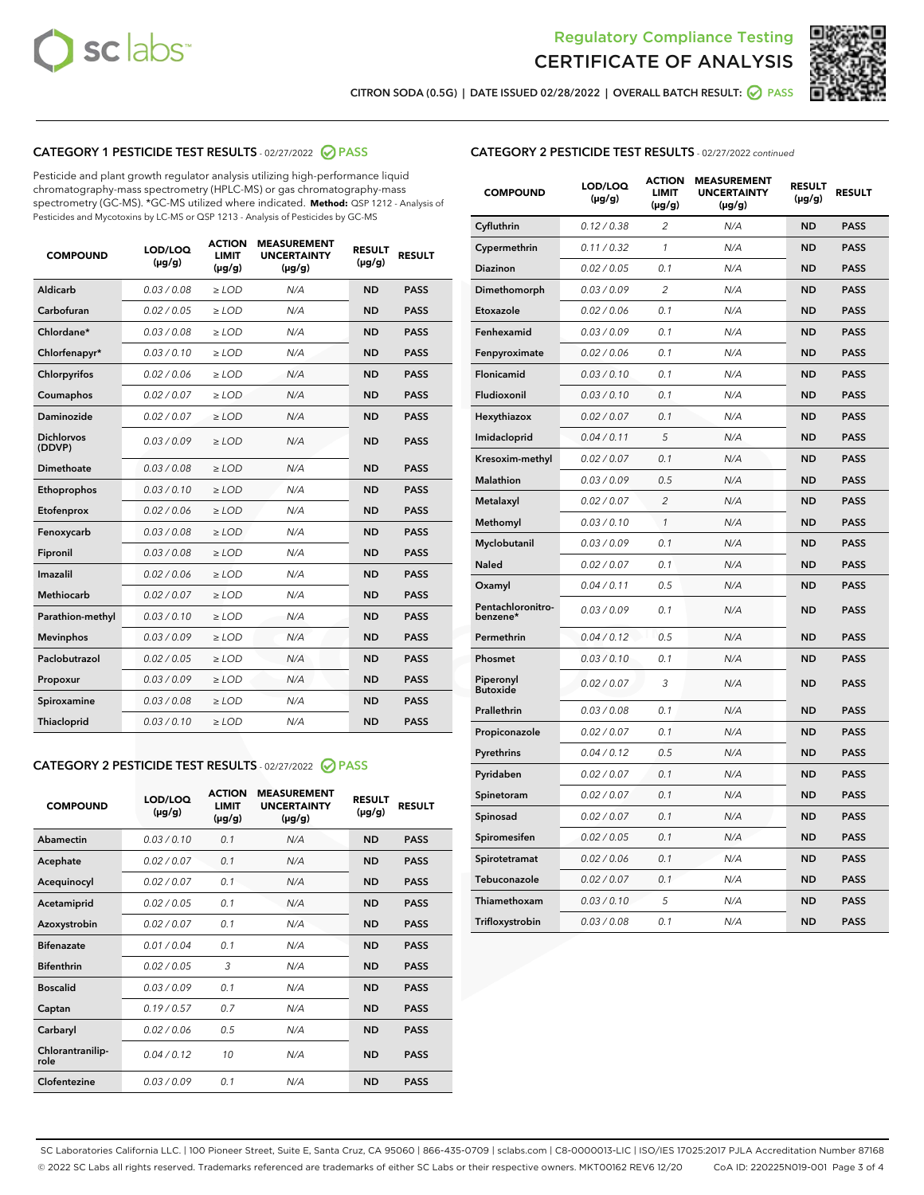Regulatory Compliance Testing

# CERTIFICATE OF ANALYSIS

CITRON SODA (0.5G) | DATE ISSUED 02/28/2022 | OVERALL BATCH RESULT: PASS

## CATEGORY 1 PESTICIDE TEST RESULTS - 02/27/2022 PASS

Pesticide and plant growth regulator analysis utilizing high-performance liquid chromatography-mass spectrometry (HPLC-MS) or gas chromatography-mass spectrometry (GC-MS). *GC-MS utilized where indicated. **Method:** QSP 1212 - Analysis of Pesticides and Mycotoxins by LC-MS or QSP 1213 - Analysis of Pesticides by GC-MS

| COMPOUND | LOD/LOQ (µg/g) | ACTION LIMIT (µg/g) | MEASUREMENT UNCERTAINTY (µg/g) | RESULT (µg/g) | RESULT |
|---|---|---|---|---|---|
| Aldicarb | 0.03 / 0.08 | ≥ LOD | N/A | ND | PASS |
| Carbofuran | 0.02 / 0.05 | ≥ LOD | N/A | ND | PASS |
| Chlordane* | 0.03 / 0.08 | ≥ LOD | N/A | ND | PASS |
| Chlorfenapyr* | 0.03 / 0.10 | ≥ LOD | N/A | ND | PASS |
| Chlorpyrifos | 0.02 / 0.06 | ≥ LOD | N/A | ND | PASS |
| Coumaphos | 0.02 / 0.07 | ≥ LOD | N/A | ND | PASS |
| Daminozide | 0.02 / 0.07 | ≥ LOD | N/A | ND | PASS |
| Dichlorvos (DDVP) | 0.03 / 0.09 | ≥ LOD | N/A | ND | PASS |
| Dimethoate | 0.03 / 0.08 | ≥ LOD | N/A | ND | PASS |
| Ethoprophos | 0.03 / 0.10 | ≥ LOD | N/A | ND | PASS |
| Etofenprox | 0.02 / 0.06 | ≥ LOD | N/A | ND | PASS |
| Fenoxycarb | 0.03 / 0.08 | ≥ LOD | N/A | ND | PASS |
| Fipronil | 0.03 / 0.08 | ≥ LOD | N/A | ND | PASS |
| Imazalil | 0.02 / 0.06 | ≥ LOD | N/A | ND | PASS |
| Methiocarb | 0.02 / 0.07 | ≥ LOD | N/A | ND | PASS |
| Parathion-methyl | 0.03 / 0.10 | ≥ LOD | N/A | ND | PASS |
| Mevinphos | 0.03 / 0.09 | ≥ LOD | N/A | ND | PASS |
| Paclobutrazol | 0.02 / 0.05 | ≥ LOD | N/A | ND | PASS |
| Propoxur | 0.03 / 0.09 | ≥ LOD | N/A | ND | PASS |
| Spiroxamine | 0.03 / 0.08 | ≥ LOD | N/A | ND | PASS |
| Thiacloprid | 0.03 / 0.10 | ≥ LOD | N/A | ND | PASS |

## CATEGORY 2 PESTICIDE TEST RESULTS - 02/27/2022 PASS

| COMPOUND | LOD/LOQ (µg/g) | ACTION LIMIT (µg/g) | MEASUREMENT UNCERTAINTY (µg/g) | RESULT (µg/g) | RESULT |
|---|---|---|---|---|---|
| Abamectin | 0.03 / 0.10 | 0.1 | N/A | ND | PASS |
| Acephate | 0.02 / 0.07 | 0.1 | N/A | ND | PASS |
| Acequinocyl | 0.02 / 0.07 | 0.1 | N/A | ND | PASS |
| Acetamiprid | 0.02 / 0.05 | 0.1 | N/A | ND | PASS |
| Azoxystrobin | 0.02 / 0.07 | 0.1 | N/A | ND | PASS |
| Bifenazate | 0.01 / 0.04 | 0.1 | N/A | ND | PASS |
| Bifenthrin | 0.02 / 0.05 | 3 | N/A | ND | PASS |
| Boscalid | 0.03 / 0.09 | 0.1 | N/A | ND | PASS |
| Captan | 0.19 / 0.57 | 0.7 | N/A | ND | PASS |
| Carbaryl | 0.02 / 0.06 | 0.5 | N/A | ND | PASS |
| Chlorantraniliprole | 0.04 / 0.12 | 10 | N/A | ND | PASS |
| Clofentezine | 0.03 / 0.09 | 0.1 | N/A | ND | PASS |
| Cyfluthrin | 0.12 / 0.38 | 2 | N/A | ND | PASS |
| Cypermethrin | 0.11 / 0.32 | 1 | N/A | ND | PASS |
| Diazinon | 0.02 / 0.05 | 0.1 | N/A | ND | PASS |
| Dimethomorph | 0.03 / 0.09 | 2 | N/A | ND | PASS |
| Etoxazole | 0.02 / 0.06 | 0.1 | N/A | ND | PASS |
| Fenhexamid | 0.03 / 0.09 | 0.1 | N/A | ND | PASS |
| Fenpyroximate | 0.02 / 0.06 | 0.1 | N/A | ND | PASS |
| Flonicamid | 0.03 / 0.10 | 0.1 | N/A | ND | PASS |
| Fludioxonil | 0.03 / 0.10 | 0.1 | N/A | ND | PASS |
| Hexythiazox | 0.02 / 0.07 | 0.1 | N/A | ND | PASS |
| Imidacloprid | 0.04 / 0.11 | 5 | N/A | ND | PASS |
| Kresoxim-methyl | 0.02 / 0.07 | 0.1 | N/A | ND | PASS |
| Malathion | 0.03 / 0.09 | 0.5 | N/A | ND | PASS |
| Metalaxyl | 0.02 / 0.07 | 2 | N/A | ND | PASS |
| Methomyl | 0.03 / 0.10 | 1 | N/A | ND | PASS |
| Myclobutanil | 0.03 / 0.09 | 0.1 | N/A | ND | PASS |
| Naled | 0.02 / 0.07 | 0.1 | N/A | ND | PASS |
| Oxamyl | 0.04 / 0.11 | 0.5 | N/A | ND | PASS |
| Pentachloronitrobenzene* | 0.03 / 0.09 | 0.1 | N/A | ND | PASS |
| Permethrin | 0.04 / 0.12 | 0.5 | N/A | ND | PASS |
| Phosmet | 0.03 / 0.10 | 0.1 | N/A | ND | PASS |
| Piperonyl Butoxide | 0.02 / 0.07 | 3 | N/A | ND | PASS |
| Prallethrin | 0.03 / 0.08 | 0.1 | N/A | ND | PASS |
| Propiconazole | 0.02 / 0.07 | 0.1 | N/A | ND | PASS |
| Pyrethrins | 0.04 / 0.12 | 0.5 | N/A | ND | PASS |
| Pyridaben | 0.02 / 0.07 | 0.1 | N/A | ND | PASS |
| Spinetoram | 0.02 / 0.07 | 0.1 | N/A | ND | PASS |
| Spinosad | 0.02 / 0.07 | 0.1 | N/A | ND | PASS |
| Spiromesifen | 0.02 / 0.05 | 0.1 | N/A | ND | PASS |
| Spirotetramat | 0.02 / 0.06 | 0.1 | N/A | ND | PASS |
| Tebuconazole | 0.02 / 0.07 | 0.1 | N/A | ND | PASS |
| Thiamethoxam | 0.03 / 0.10 | 5 | N/A | ND | PASS |
| Trifloxystrobin | 0.03 / 0.08 | 0.1 | N/A | ND | PASS |

SC Laboratories California LLC. | 100 Pioneer Street, Suite E, Santa Cruz, CA 95060 | 866-435-0709 | sclabs.com | C8-0000013-LIC | ISO/IES 17025:2017 PJLA Accreditation Number 87168
© 2022 SC Labs all rights reserved. Trademarks referenced are trademarks of either SC Labs or their respective owners. MKT00162 REV6 12/20 CoA ID: 220225N019-001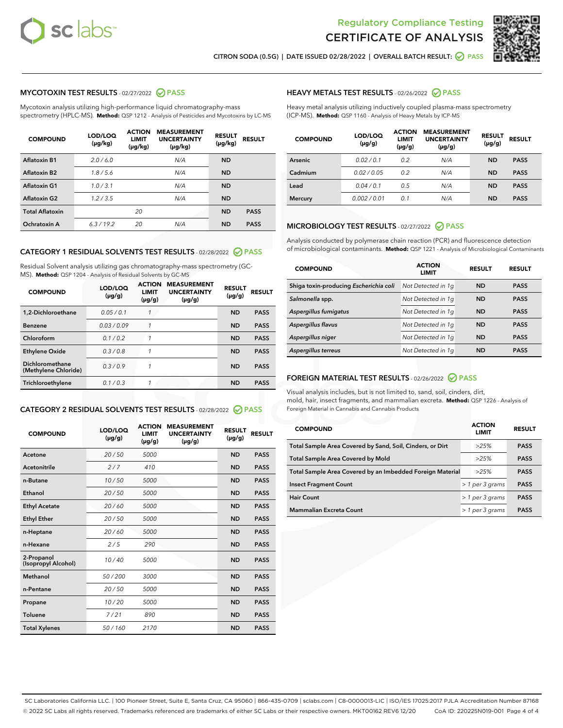Regulatory Compliance Testing

# CERTIFICATE OF ANALYSIS

CITRON SODA (0.5G) | DATE ISSUED 02/28/2022 | OVERALL BATCH RESULT: PASS

## MYCOTOXIN TEST RESULTS - 02/27/2022 PASS

Mycotoxin analysis utilizing high-performance liquid chromatography-mass spectrometry (HPLC-MS). **Method:** QSP 1212 - Analysis of Pesticides and Mycotoxins by LC-MS

| COMPOUND | LOD/LOQ (µg/kg) | ACTION LIMIT (µg/kg) | MEASUREMENT UNCERTAINTY (µg/kg) | RESULT (µg/kg) | RESULT |
|---|---|---|---|---|---|
| Aflatoxin B1 | 2.0 / 6.0 | | N/A | ND | |
| Aflatoxin B2 | 1.8 / 5.6 | | N/A | ND | |
| Aflatoxin G1 | 1.0 / 3.1 | | N/A | ND | |
| Aflatoxin G2 | 1.2 / 3.5 | | N/A | ND | |
| Total Aflatoxin | | 20 | | ND | PASS |
| Ochratoxin A | 6.3 / 19.2 | 20 | N/A | ND | PASS |

## CATEGORY 1 RESIDUAL SOLVENTS TEST RESULTS - 02/28/2022 PASS

Residual Solvent analysis utilizing gas chromatography-mass spectrometry (GC-MS). **Method:** QSP 1204 - Analysis of Residual Solvents by GC-MS

| COMPOUND | LOD/LOQ (µg/g) | ACTION LIMIT (µg/g) | MEASUREMENT UNCERTAINTY (µg/g) | RESULT (µg/g) | RESULT |
|---|---|---|---|---|---|
| 1,2-Dichloroethane | 0.05 / 0.1 | 1 | | ND | PASS |
| Benzene | 0.03 / 0.09 | 1 | | ND | PASS |
| Chloroform | 0.1 / 0.2 | 1 | | ND | PASS |
| Ethylene Oxide | 0.3 / 0.8 | 1 | | ND | PASS |
| Dichloromethane (Methylene Chloride) | 0.3 / 0.9 | 1 | | ND | PASS |
| Trichloroethylene | 0.1 / 0.3 | 1 | | ND | PASS |

## CATEGORY 2 RESIDUAL SOLVENTS TEST RESULTS - 02/28/2022 PASS

| COMPOUND | LOD/LOQ (µg/g) | ACTION LIMIT (µg/g) | MEASUREMENT UNCERTAINTY (µg/g) | RESULT (µg/g) | RESULT |
|---|---|---|---|---|---|
| Acetone | 20 / 50 | 5000 | | ND | PASS |
| Acetonitrile | 2 / 7 | 410 | | ND | PASS |
| n-Butane | 10 / 50 | 5000 | | ND | PASS |
| Ethanol | 20 / 50 | 5000 | | ND | PASS |
| Ethyl Acetate | 20 / 60 | 5000 | | ND | PASS |
| Ethyl Ether | 20 / 50 | 5000 | | ND | PASS |
| n-Heptane | 20 / 60 | 5000 | | ND | PASS |
| n-Hexane | 2 / 5 | 290 | | ND | PASS |
| 2-Propanol (Isopropyl Alcohol) | 10 / 40 | 5000 | | ND | PASS |
| Methanol | 50 / 200 | 3000 | | ND | PASS |
| n-Pentane | 20 / 50 | 5000 | | ND | PASS |
| Propane | 10 / 20 | 5000 | | ND | PASS |
| Toluene | 7 / 21 | 890 | | ND | PASS |
| Total Xylenes | 50 / 160 | 2170 | | ND | PASS |

## HEAVY METALS TEST RESULTS - 02/26/2022 PASS

Heavy metal analysis utilizing inductively coupled plasma-mass spectrometry (ICP-MS). **Method:** QSP 1160 - Analysis of Heavy Metals by ICP-MS

| COMPOUND | LOD/LOQ (µg/g) | ACTION LIMIT (µg/g) | MEASUREMENT UNCERTAINTY (µg/g) | RESULT (µg/g) | RESULT |
|---|---|---|---|---|---|
| Arsenic | 0.02 / 0.1 | 0.2 | N/A | ND | PASS |
| Cadmium | 0.02 / 0.05 | 0.2 | N/A | ND | PASS |
| Lead | 0.04 / 0.1 | 0.5 | N/A | ND | PASS |
| Mercury | 0.002 / 0.01 | 0.1 | N/A | ND | PASS |

## MICROBIOLOGY TEST RESULTS - 02/27/2022 PASS

Analysis conducted by polymerase chain reaction (PCR) and fluorescence detection of microbiological contaminants. **Method:** QSP 1221 - Analysis of Microbiological Contaminants

| COMPOUND | ACTION LIMIT | RESULT | RESULT |
|---|---|---|---|
| Shiga toxin-producing *Escherichia coli* | Not Detected in 1g | ND | PASS |
| *Salmonella* spp. | Not Detected in 1g | ND | PASS |
| *Aspergillus fumigatus* | Not Detected in 1g | ND | PASS |
| *Aspergillus flavus* | Not Detected in 1g | ND | PASS |
| *Aspergillus niger* | Not Detected in 1g | ND | PASS |
| *Aspergillus terreus* | Not Detected in 1g | ND | PASS |

## FOREIGN MATERIAL TEST RESULTS - 02/26/2022 PASS

Visual analysis includes, but is not limited to, sand, soil, cinders, dirt, mold, hair, insect fragments, and mammalian excreta. **Method:** QSP 1226 - Analysis of Foreign Material in Cannabis and Cannabis Products

| COMPOUND | ACTION LIMIT | RESULT |
|---|---|---|
| Total Sample Area Covered by Sand, Soil, Cinders, or Dirt | >25% | PASS |
| Total Sample Area Covered by Mold | >25% | PASS |
| Total Sample Area Covered by an Imbedded Foreign Material | >25% | PASS |
| Insect Fragment Count | > 1 per 3 grams | PASS |
| Hair Count | > 1 per 3 grams | PASS |
| Mammalian Excreta Count | > 1 per 3 grams | PASS |

SC Laboratories California LLC. | 100 Pioneer Street, Suite E, Santa Cruz, CA 95060 | 866-435-0709 | sclabs.com | C8-0000013-LIC | ISO/IES 17025:2017 PJLA Accreditation Number 87168
© 2022 SC Labs all rights reserved. Trademarks referenced are trademarks of either SC Labs or their respective owners. MKT00162 REV6 12/20 CoA ID: 220225N019-001